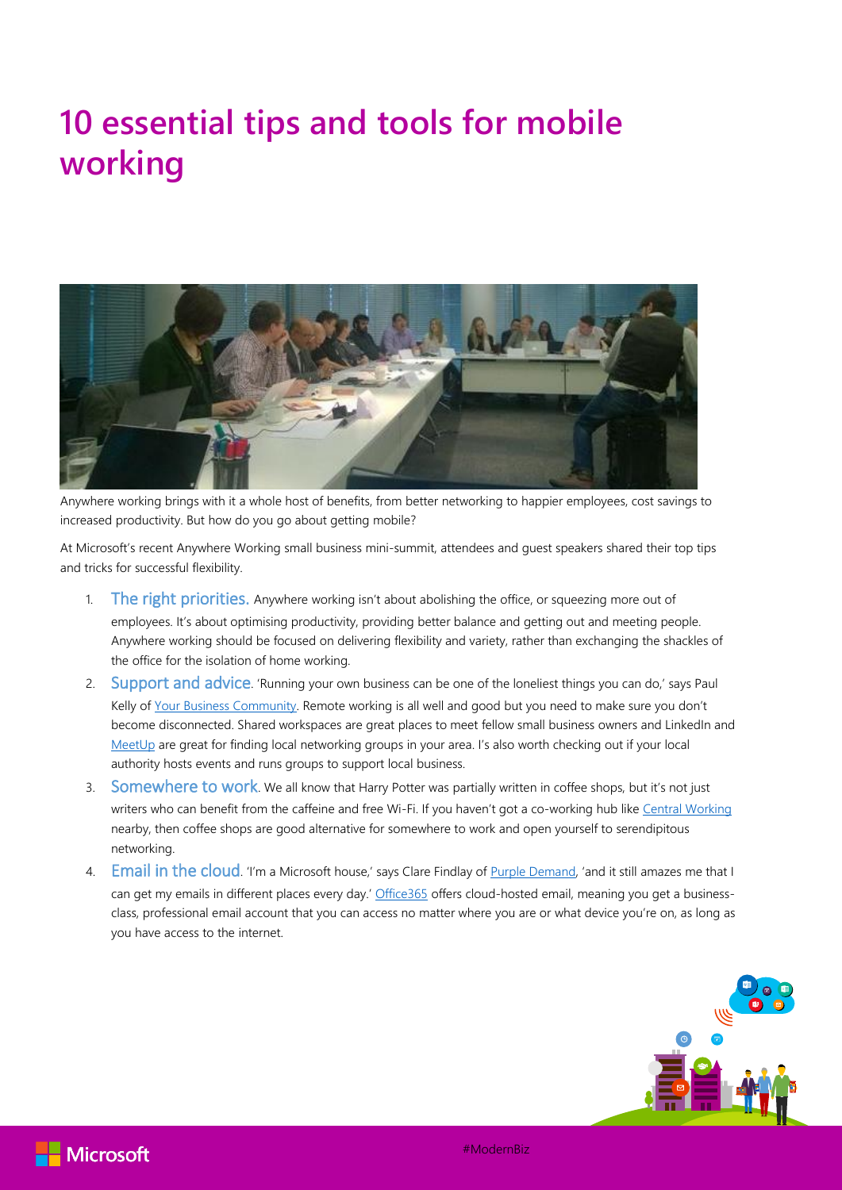# 10 essential tips and tools for mobile working

Anywhere working brings with it a whole host of benefits, from better networking to happier employees, cost savings to increased productivity. But how do you go about getting mobile?

At Microsoft's recent Anywhere Working small business mini-summit, attendees and guest speakers shared their top tips and tricks for successful flexibility.

1. **The right priorities.** Anywhere working isn't about abolishing the office, or squeezing more out of employees. It's about optimising productivity, providing better balance and getting out and meeting people. Anywhere working should be focused on delivering flexibility and variety, rather than exchanging the shackles of the office for the isolation of home working.
2. **Support and advice**. 'Running your own business can be one of the loneliest things you can do,' says Paul Kelly of Your Business Community. Remote working is all well and good but you need to make sure you don't become disconnected. Shared workspaces are great places to meet fellow small business owners and LinkedIn and MeetUp are great for finding local networking groups in your area. I's also worth checking out if your local authority hosts events and runs groups to support local business.
3. **Somewhere to work**. We all know that Harry Potter was partially written in coffee shops, but it's not just writers who can benefit from the caffeine and free Wi-Fi. If you haven't got a co-working hub like Central Working nearby, then coffee shops are good alternative for somewhere to work and open yourself to serendipitous networking.
4. **Email in the cloud**. 'I'm a Microsoft house,' says Clare Findlay of Purple Demand, 'and it still amazes me that I can get my emails in different places every day.' Office365 offers cloud-hosted email, meaning you get a business-class, professional email account that you can access no matter where you are or what device you're on, as long as you have access to the internet.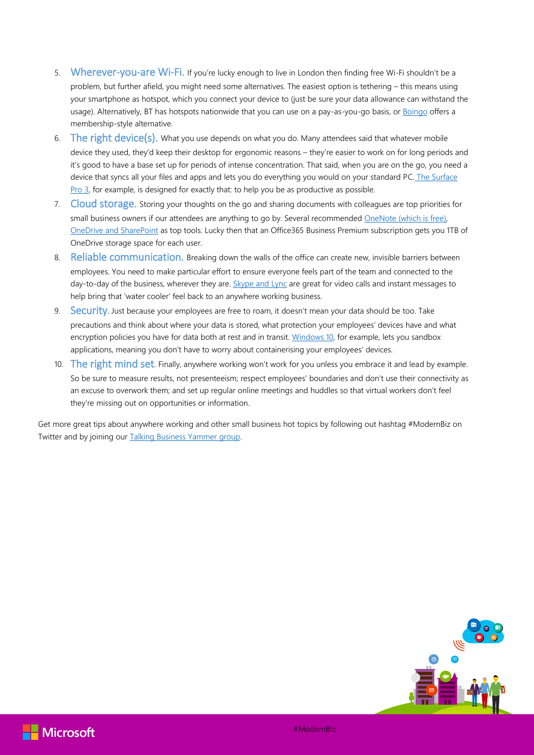5. **Wherever-you-are Wi-Fi.** If you're lucky enough to live in London then finding free Wi-Fi shouldn't be a problem, but further afield, you might need some alternatives. The easiest option is tethering – this means using your smartphone as hotspot, which you connect your device to (just be sure your data allowance can withstand the usage). Alternatively, BT has hotspots nationwide that you can use on a pay-as-you-go basis, or Boingo offers a membership-style alternative.
6. **The right device(s).** What you use depends on what you do. Many attendees said that whatever mobile device they used, they'd keep their desktop for ergonomic reasons – they're easier to work on for long periods and it's good to have a base set up for periods of intense concentration. That said, when you are on the go, you need a device that syncs all your files and apps and lets you do everything you would on your standard PC. The Surface Pro 3, for example, is designed for exactly that: to help you be as productive as possible.
7. **Cloud storage.** Storing your thoughts on the go and sharing documents with colleagues are top priorities for small business owners if our attendees are anything to go by. Several recommended OneNote (which is free), OneDrive and SharePoint as top tools. Lucky then that an Office365 Business Premium subscription gets you 1TB of OneDrive storage space for each user.
8. **Reliable communication.** Breaking down the walls of the office can create new, invisible barriers between employees. You need to make particular effort to ensure everyone feels part of the team and connected to the day-to-day of the business, wherever they are. Skype and Lync are great for video calls and instant messages to help bring that 'water cooler' feel back to an anywhere working business.
9. **Security**. Just because your employees are free to roam, it doesn't mean your data should be too. Take precautions and think about where your data is stored, what protection your employees' devices have and what encryption policies you have for data both at rest and in transit. Windows 10, for example, lets you sandbox applications, meaning you don't have to worry about containerising your employees' devices.
10. **The right mind set**. Finally, anywhere working won't work for you unless you embrace it and lead by example. So be sure to measure results, not presenteeism; respect employees' boundaries and don't use their connectivity as an excuse to overwork them; and set up regular online meetings and huddles so that virtual workers don't feel they're missing out on opportunities or information.

Get more great tips about anywhere working and other small business hot topics by following out hashtag #ModernBiz on Twitter and by joining our Talking Business Yammer group.